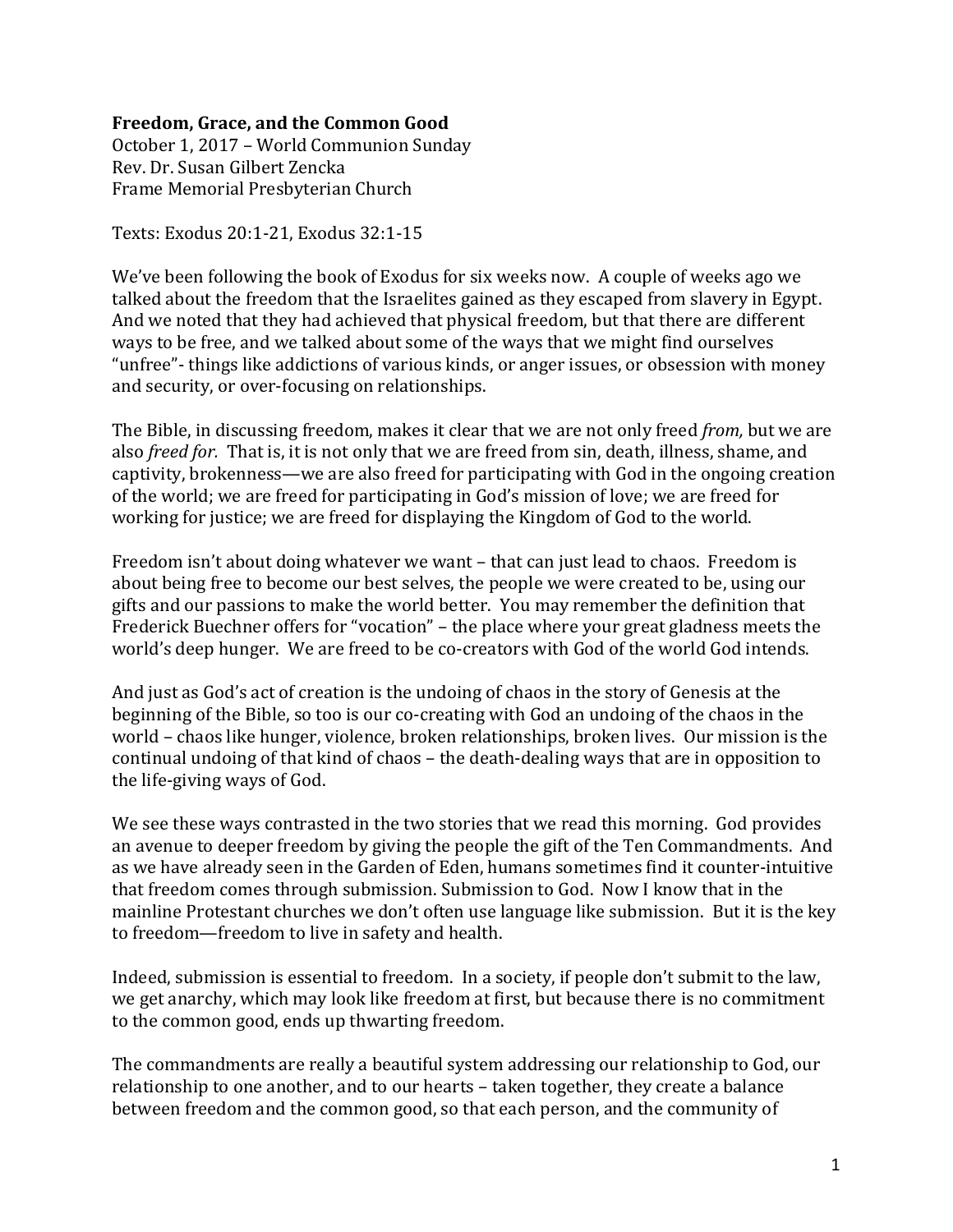**Freedom, Grace, and the Common Good**
October 1, 2017 – World Communion Sunday
Rev. Dr. Susan Gilbert Zencka
Frame Memorial Presbyterian Church

Texts: Exodus 20:1-21, Exodus 32:1-15

We've been following the book of Exodus for six weeks now. A couple of weeks ago we talked about the freedom that the Israelites gained as they escaped from slavery in Egypt. And we noted that they had achieved that physical freedom, but that there are different ways to be free, and we talked about some of the ways that we might find ourselves "unfree"- things like addictions of various kinds, or anger issues, or obsession with money and security, or over-focusing on relationships.

The Bible, in discussing freedom, makes it clear that we are not only freed *from,* but we are also *freed for.* That is, it is not only that we are freed from sin, death, illness, shame, and captivity, brokenness—we are also freed for participating with God in the ongoing creation of the world; we are freed for participating in God's mission of love; we are freed for working for justice; we are freed for displaying the Kingdom of God to the world.

Freedom isn't about doing whatever we want – that can just lead to chaos. Freedom is about being free to become our best selves, the people we were created to be, using our gifts and our passions to make the world better. You may remember the definition that Frederick Buechner offers for "vocation" – the place where your great gladness meets the world's deep hunger. We are freed to be co-creators with God of the world God intends.

And just as God's act of creation is the undoing of chaos in the story of Genesis at the beginning of the Bible, so too is our co-creating with God an undoing of the chaos in the world – chaos like hunger, violence, broken relationships, broken lives. Our mission is the continual undoing of that kind of chaos – the death-dealing ways that are in opposition to the life-giving ways of God.

We see these ways contrasted in the two stories that we read this morning. God provides an avenue to deeper freedom by giving the people the gift of the Ten Commandments. And as we have already seen in the Garden of Eden, humans sometimes find it counter-intuitive that freedom comes through submission. Submission to God. Now I know that in the mainline Protestant churches we don't often use language like submission. But it is the key to freedom—freedom to live in safety and health.

Indeed, submission is essential to freedom. In a society, if people don't submit to the law, we get anarchy, which may look like freedom at first, but because there is no commitment to the common good, ends up thwarting freedom.

The commandments are really a beautiful system addressing our relationship to God, our relationship to one another, and to our hearts – taken together, they create a balance between freedom and the common good, so that each person, and the community of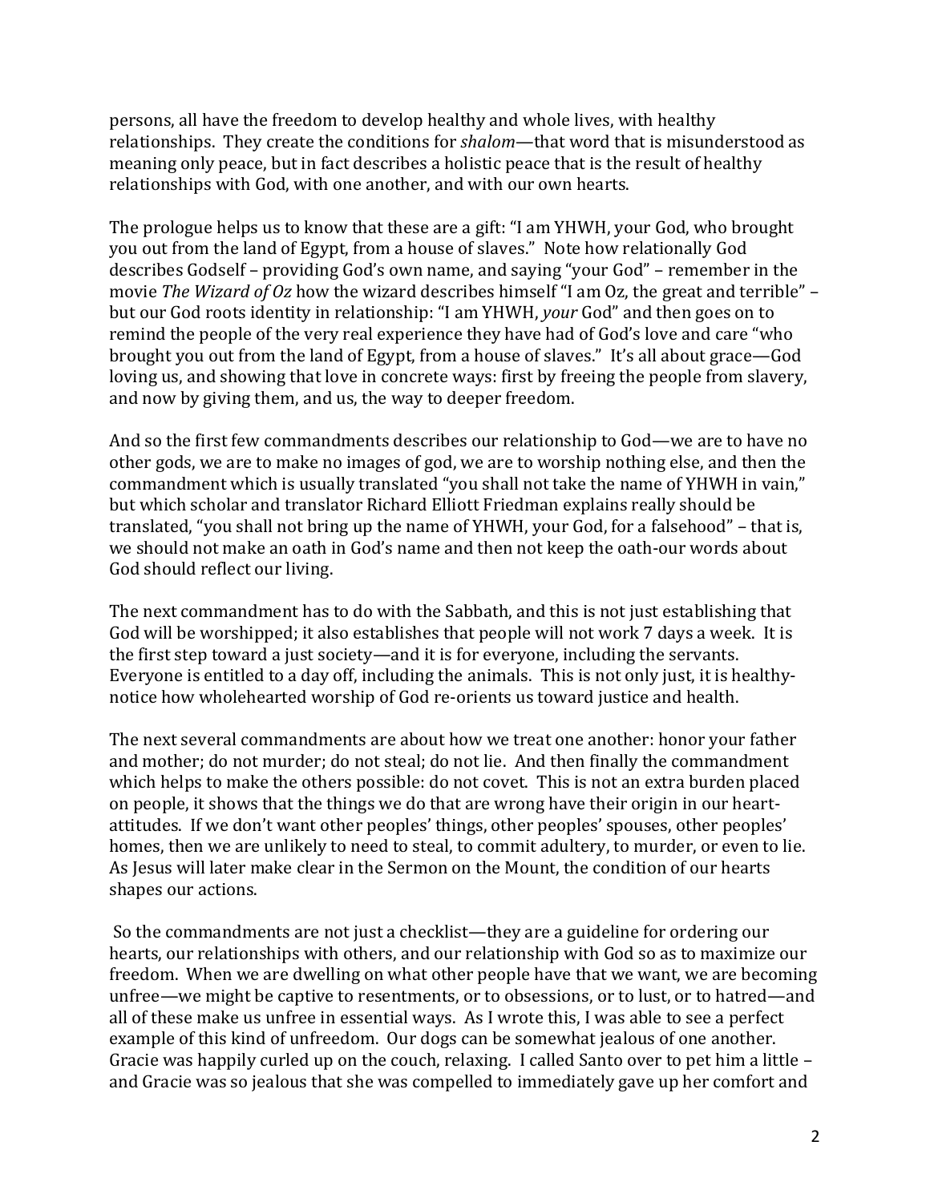persons, all have the freedom to develop healthy and whole lives, with healthy relationships. They create the conditions for *shalom*—that word that is misunderstood as meaning only peace, but in fact describes a holistic peace that is the result of healthy relationships with God, with one another, and with our own hearts.

The prologue helps us to know that these are a gift: "I am YHWH, your God, who brought you out from the land of Egypt, from a house of slaves." Note how relationally God describes Godself – providing God's own name, and saying "your God" – remember in the movie *The Wizard of Oz* how the wizard describes himself "I am Oz, the great and terrible" – but our God roots identity in relationship: "I am YHWH, *your* God" and then goes on to remind the people of the very real experience they have had of God's love and care "who brought you out from the land of Egypt, from a house of slaves." It's all about grace—God loving us, and showing that love in concrete ways: first by freeing the people from slavery, and now by giving them, and us, the way to deeper freedom.

And so the first few commandments describes our relationship to God—we are to have no other gods, we are to make no images of god, we are to worship nothing else, and then the commandment which is usually translated "you shall not take the name of YHWH in vain," but which scholar and translator Richard Elliott Friedman explains really should be translated, "you shall not bring up the name of YHWH, your God, for a falsehood" – that is, we should not make an oath in God's name and then not keep the oath-our words about God should reflect our living.

The next commandment has to do with the Sabbath, and this is not just establishing that God will be worshipped; it also establishes that people will not work 7 days a week. It is the first step toward a just society—and it is for everyone, including the servants. Everyone is entitled to a day off, including the animals. This is not only just, it is healthy-notice how wholehearted worship of God re-orients us toward justice and health.

The next several commandments are about how we treat one another: honor your father and mother; do not murder; do not steal; do not lie. And then finally the commandment which helps to make the others possible: do not covet. This is not an extra burden placed on people, it shows that the things we do that are wrong have their origin in our heart-attitudes. If we don't want other peoples' things, other peoples' spouses, other peoples' homes, then we are unlikely to need to steal, to commit adultery, to murder, or even to lie. As Jesus will later make clear in the Sermon on the Mount, the condition of our hearts shapes our actions.

So the commandments are not just a checklist—they are a guideline for ordering our hearts, our relationships with others, and our relationship with God so as to maximize our freedom. When we are dwelling on what other people have that we want, we are becoming unfree—we might be captive to resentments, or to obsessions, or to lust, or to hatred—and all of these make us unfree in essential ways. As I wrote this, I was able to see a perfect example of this kind of unfreedom. Our dogs can be somewhat jealous of one another. Gracie was happily curled up on the couch, relaxing. I called Santo over to pet him a little – and Gracie was so jealous that she was compelled to immediately gave up her comfort and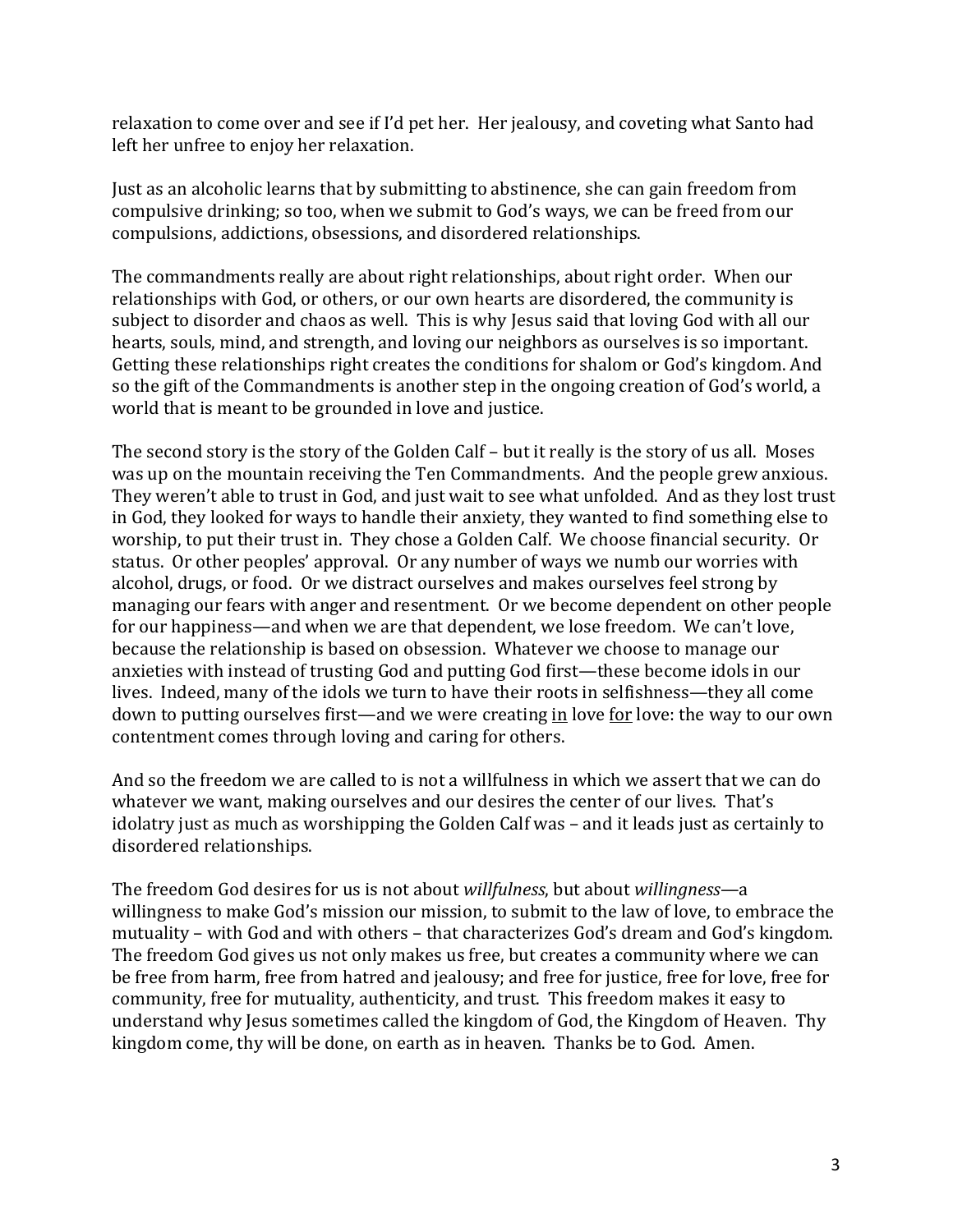relaxation to come over and see if I'd pet her. Her jealousy, and coveting what Santo had left her unfree to enjoy her relaxation.

Just as an alcoholic learns that by submitting to abstinence, she can gain freedom from compulsive drinking; so too, when we submit to God's ways, we can be freed from our compulsions, addictions, obsessions, and disordered relationships.

The commandments really are about right relationships, about right order. When our relationships with God, or others, or our own hearts are disordered, the community is subject to disorder and chaos as well. This is why Jesus said that loving God with all our hearts, souls, mind, and strength, and loving our neighbors as ourselves is so important. Getting these relationships right creates the conditions for shalom or God's kingdom. And so the gift of the Commandments is another step in the ongoing creation of God's world, a world that is meant to be grounded in love and justice.

The second story is the story of the Golden Calf – but it really is the story of us all. Moses was up on the mountain receiving the Ten Commandments. And the people grew anxious. They weren't able to trust in God, and just wait to see what unfolded. And as they lost trust in God, they looked for ways to handle their anxiety, they wanted to find something else to worship, to put their trust in. They chose a Golden Calf. We choose financial security. Or status. Or other peoples' approval. Or any number of ways we numb our worries with alcohol, drugs, or food. Or we distract ourselves and makes ourselves feel strong by managing our fears with anger and resentment. Or we become dependent on other people for our happiness—and when we are that dependent, we lose freedom. We can't love, because the relationship is based on obsession. Whatever we choose to manage our anxieties with instead of trusting God and putting God first—these become idols in our lives. Indeed, many of the idols we turn to have their roots in selfishness—they all come down to putting ourselves first—and we were creating <u>in</u> love <u>for</u> love: the way to our own contentment comes through loving and caring for others.

And so the freedom we are called to is not a willfulness in which we assert that we can do whatever we want, making ourselves and our desires the center of our lives. That's idolatry just as much as worshipping the Golden Calf was – and it leads just as certainly to disordered relationships.

The freedom God desires for us is not about *willfulness*, but about *willingness*—a willingness to make God's mission our mission, to submit to the law of love, to embrace the mutuality – with God and with others – that characterizes God's dream and God's kingdom. The freedom God gives us not only makes us free, but creates a community where we can be free from harm, free from hatred and jealousy; and free for justice, free for love, free for community, free for mutuality, authenticity, and trust. This freedom makes it easy to understand why Jesus sometimes called the kingdom of God, the Kingdom of Heaven. Thy kingdom come, thy will be done, on earth as in heaven. Thanks be to God. Amen.